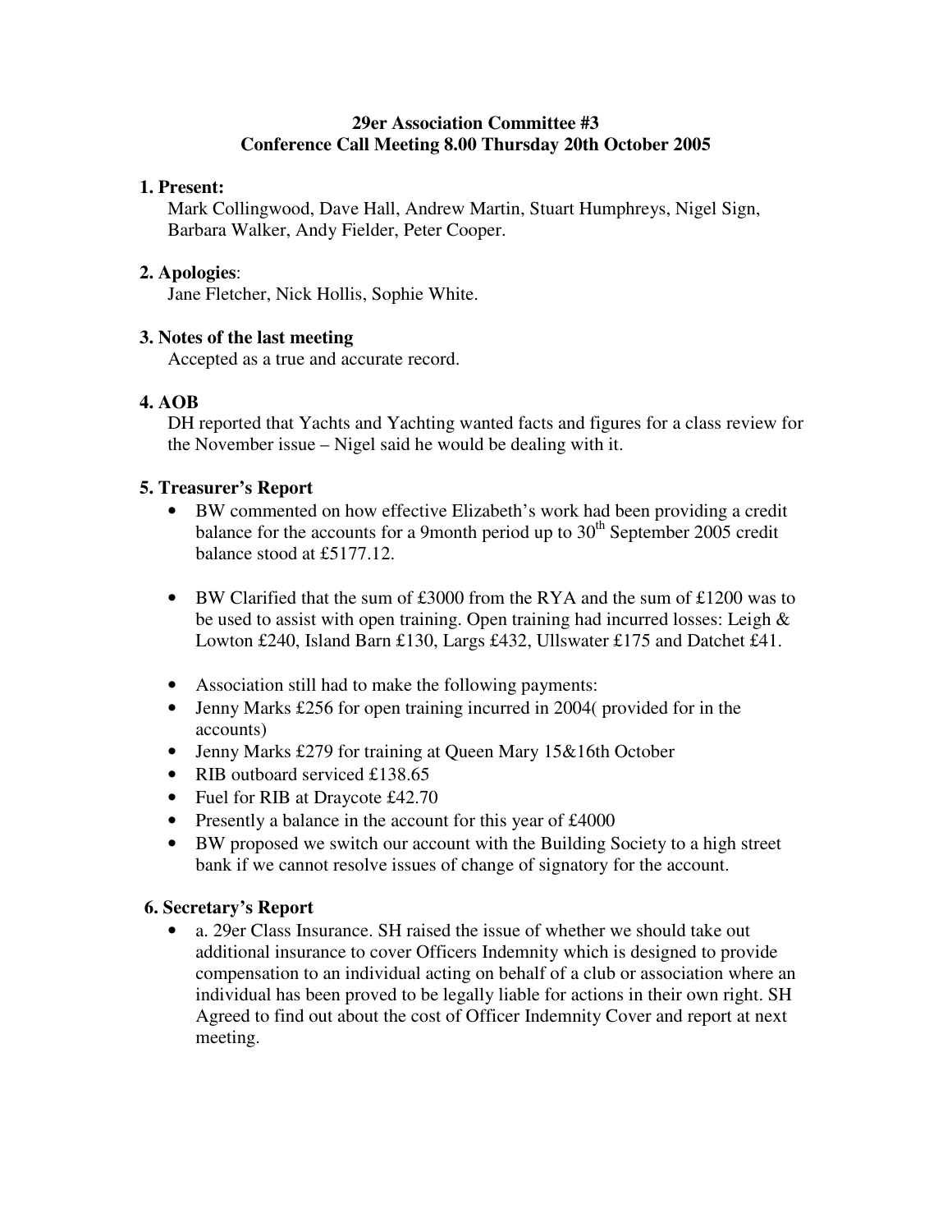**29er Association Committee #3**
**Conference Call Meeting 8.00 Thursday 20th October 2005**

**1. Present:**
Mark Collingwood, Dave Hall, Andrew Martin, Stuart Humphreys, Nigel Sign, Barbara Walker, Andy Fielder, Peter Cooper.

**2. Apologies**:
Jane Fletcher, Nick Hollis, Sophie White.

**3. Notes of the last meeting**
Accepted as a true and accurate record.

**4. AOB**
DH reported that Yachts and Yachting wanted facts and figures for a class review for the November issue – Nigel said he would be dealing with it.

**5. Treasurer's Report**

- BW commented on how effective Elizabeth's work had been providing a credit balance for the accounts for a 9month period up to 30th September 2005 credit balance stood at £5177.12.

- BW Clarified that the sum of £3000 from the RYA and the sum of £1200 was to be used to assist with open training. Open training had incurred losses: Leigh & Lowton £240, Island Barn £130, Largs £432, Ullswater £175 and Datchet £41.

- Association still had to make the following payments:
- Jenny Marks £256 for open training incurred in 2004( provided for in the accounts)
- Jenny Marks £279 for training at Queen Mary 15&16th October
- RIB outboard serviced £138.65
- Fuel for RIB at Draycote £42.70
- Presently a balance in the account for this year of £4000
- BW proposed we switch our account with the Building Society to a high street bank if we cannot resolve issues of change of signatory for the account.

**6. Secretary's Report**

- a. 29er Class Insurance. SH raised the issue of whether we should take out additional insurance to cover Officers Indemnity which is designed to provide compensation to an individual acting on behalf of a club or association where an individual has been proved to be legally liable for actions in their own right. SH Agreed to find out about the cost of Officer Indemnity Cover and report at next meeting.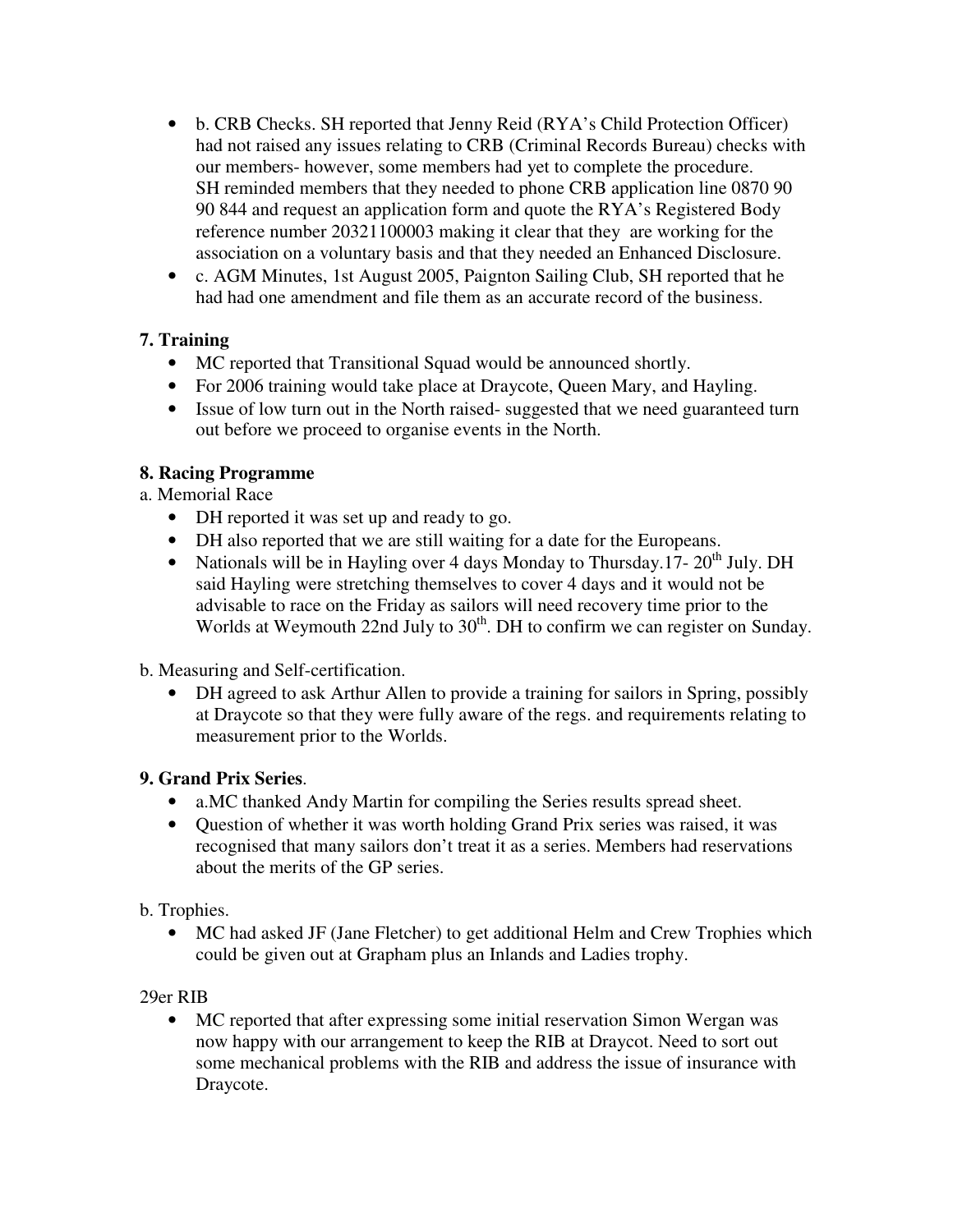- b. CRB Checks. SH reported that Jenny Reid (RYA's Child Protection Officer) had not raised any issues relating to CRB (Criminal Records Bureau) checks with our members- however, some members had yet to complete the procedure. SH reminded members that they needed to phone CRB application line 0870 90 90 844 and request an application form and quote the RYA's Registered Body reference number 20321100003 making it clear that they are working for the association on a voluntary basis and that they needed an Enhanced Disclosure.
- c. AGM Minutes, 1st August 2005, Paignton Sailing Club, SH reported that he had had one amendment and file them as an accurate record of the business.

### 7. Training

- MC reported that Transitional Squad would be announced shortly.
- For 2006 training would take place at Draycote, Queen Mary, and Hayling.
- Issue of low turn out in the North raised- suggested that we need guaranteed turn out before we proceed to organise events in the North.

### 8. Racing Programme

a. Memorial Race

- DH reported it was set up and ready to go.
- DH also reported that we are still waiting for a date for the Europeans.
- Nationals will be in Hayling over 4 days Monday to Thursday.17- 20th July. DH said Hayling were stretching themselves to cover 4 days and it would not be advisable to race on the Friday as sailors will need recovery time prior to the Worlds at Weymouth 22nd July to 30th. DH to confirm we can register on Sunday.

b. Measuring and Self-certification.

- DH agreed to ask Arthur Allen to provide a training for sailors in Spring, possibly at Draycote so that they were fully aware of the regs. and requirements relating to measurement prior to the Worlds.

### 9. Grand Prix Series.

- a.MC thanked Andy Martin for compiling the Series results spread sheet.
- Question of whether it was worth holding Grand Prix series was raised, it was recognised that many sailors don't treat it as a series. Members had reservations about the merits of the GP series.

b. Trophies.

- MC had asked JF (Jane Fletcher) to get additional Helm and Crew Trophies which could be given out at Grapham plus an Inlands and Ladies trophy.

29er RIB

- MC reported that after expressing some initial reservation Simon Wergan was now happy with our arrangement to keep the RIB at Draycot. Need to sort out some mechanical problems with the RIB and address the issue of insurance with Draycote.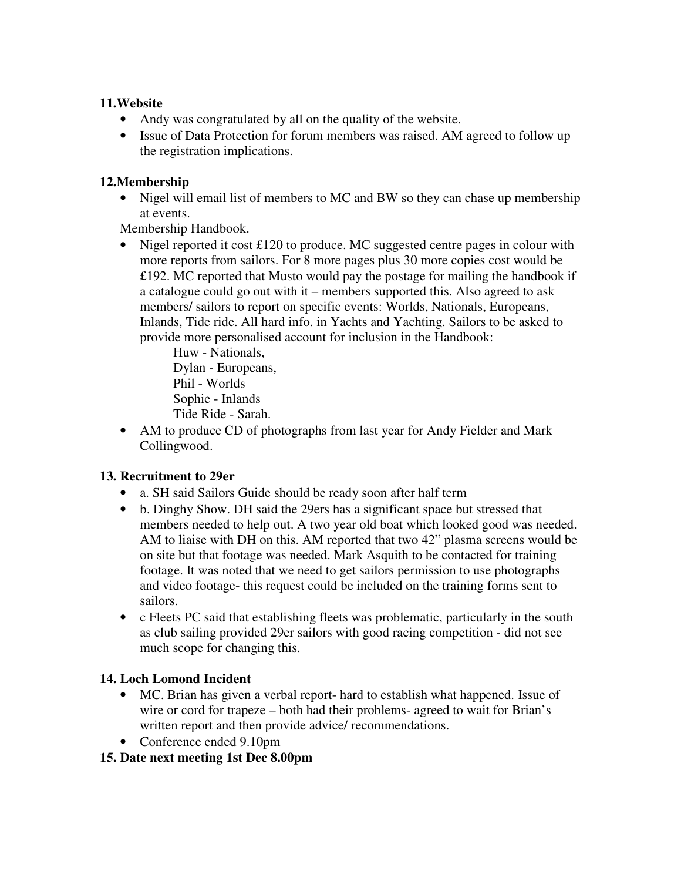**11.Website**

- Andy was congratulated by all on the quality of the website.
- Issue of Data Protection for forum members was raised. AM agreed to follow up the registration implications.

**12.Membership**

- Nigel will email list of members to MC and BW so they can chase up membership at events.

Membership Handbook.

- Nigel reported it cost £120 to produce. MC suggested centre pages in colour with more reports from sailors. For 8 more pages plus 30 more copies cost would be £192. MC reported that Musto would pay the postage for mailing the handbook if a catalogue could go out with it – members supported this. Also agreed to ask members/ sailors to report on specific events: Worlds, Nationals, Europeans, Inlands, Tide ride. All hard info. in Yachts and Yachting. Sailors to be asked to provide more personalised account for inclusion in the Handbook:

  Huw - Nationals,
  Dylan - Europeans,
  Phil - Worlds
  Sophie - Inlands
  Tide Ride - Sarah.

- AM to produce CD of photographs from last year for Andy Fielder and Mark Collingwood.

**13. Recruitment to 29er**

- a. SH said Sailors Guide should be ready soon after half term
- b. Dinghy Show. DH said the 29ers has a significant space but stressed that members needed to help out. A two year old boat which looked good was needed. AM to liaise with DH on this. AM reported that two 42" plasma screens would be on site but that footage was needed. Mark Asquith to be contacted for training footage. It was noted that we need to get sailors permission to use photographs and video footage- this request could be included on the training forms sent to sailors.
- c Fleets PC said that establishing fleets was problematic, particularly in the south as club sailing provided 29er sailors with good racing competition - did not see much scope for changing this.

**14. Loch Lomond Incident**

- MC. Brian has given a verbal report- hard to establish what happened. Issue of wire or cord for trapeze – both had their problems- agreed to wait for Brian's written report and then provide advice/ recommendations.
- Conference ended 9.10pm

**15. Date next meeting 1st Dec 8.00pm**